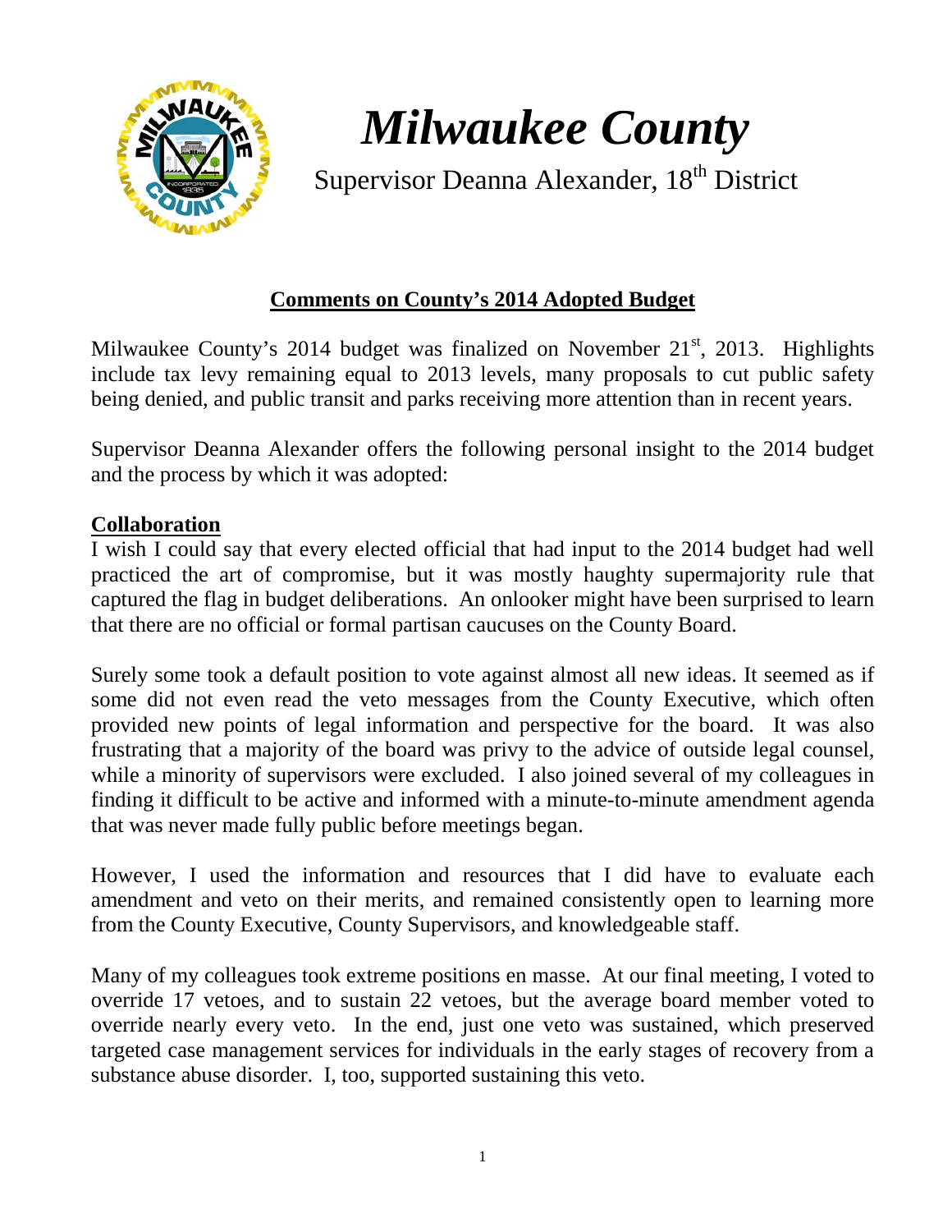# *Milwaukee County*

Supervisor Deanna Alexander, 18th District

## Comments on County's 2014 Adopted Budget

Milwaukee County's 2014 budget was finalized on November 21st, 2013. Highlights include tax levy remaining equal to 2013 levels, many proposals to cut public safety being denied, and public transit and parks receiving more attention than in recent years.

Supervisor Deanna Alexander offers the following personal insight to the 2014 budget and the process by which it was adopted:

### Collaboration

I wish I could say that every elected official that had input to the 2014 budget had well practiced the art of compromise, but it was mostly haughty supermajority rule that captured the flag in budget deliberations. An onlooker might have been surprised to learn that there are no official or formal partisan caucuses on the County Board.

Surely some took a default position to vote against almost all new ideas. It seemed as if some did not even read the veto messages from the County Executive, which often provided new points of legal information and perspective for the board. It was also frustrating that a majority of the board was privy to the advice of outside legal counsel, while a minority of supervisors were excluded. I also joined several of my colleagues in finding it difficult to be active and informed with a minute-to-minute amendment agenda that was never made fully public before meetings began.

However, I used the information and resources that I did have to evaluate each amendment and veto on their merits, and remained consistently open to learning more from the County Executive, County Supervisors, and knowledgeable staff.

Many of my colleagues took extreme positions en masse. At our final meeting, I voted to override 17 vetoes, and to sustain 22 vetoes, but the average board member voted to override nearly every veto. In the end, just one veto was sustained, which preserved targeted case management services for individuals in the early stages of recovery from a substance abuse disorder. I, too, supported sustaining this veto.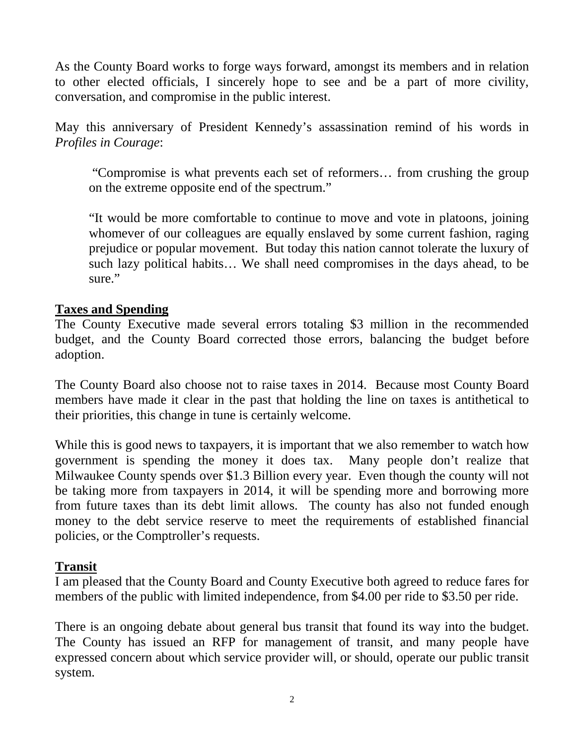As the County Board works to forge ways forward, amongst its members and in relation to other elected officials, I sincerely hope to see and be a part of more civility, conversation, and compromise in the public interest.

May this anniversary of President Kennedy's assassination remind of his words in *Profiles in Courage*:

> "Compromise is what prevents each set of reformers… from crushing the group on the extreme opposite end of the spectrum."
>
> "It would be more comfortable to continue to move and vote in platoons, joining whomever of our colleagues are equally enslaved by some current fashion, raging prejudice or popular movement. But today this nation cannot tolerate the luxury of such lazy political habits… We shall need compromises in the days ahead, to be sure."

**<u>Taxes and Spending</u>**

The County Executive made several errors totaling $3 million in the recommended budget, and the County Board corrected those errors, balancing the budget before adoption.

The County Board also choose not to raise taxes in 2014. Because most County Board members have made it clear in the past that holding the line on taxes is antithetical to their priorities, this change in tune is certainly welcome.

While this is good news to taxpayers, it is important that we also remember to watch how government is spending the money it does tax. Many people don't realize that Milwaukee County spends over $1.3 Billion every year. Even though the county will not be taking more from taxpayers in 2014, it will be spending more and borrowing more from future taxes than its debt limit allows. The county has also not funded enough money to the debt service reserve to meet the requirements of established financial policies, or the Comptroller's requests.

**<u>Transit</u>**

I am pleased that the County Board and County Executive both agreed to reduce fares for members of the public with limited independence, from $4.00 per ride to $3.50 per ride.

There is an ongoing debate about general bus transit that found its way into the budget. The County has issued an RFP for management of transit, and many people have expressed concern about which service provider will, or should, operate our public transit system.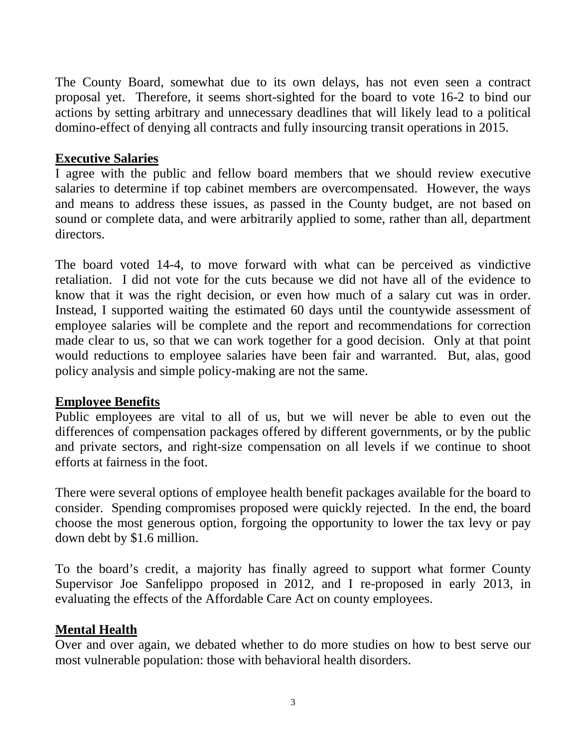The County Board, somewhat due to its own delays, has not even seen a contract proposal yet. Therefore, it seems short-sighted for the board to vote 16-2 to bind our actions by setting arbitrary and unnecessary deadlines that will likely lead to a political domino-effect of denying all contracts and fully insourcing transit operations in 2015.

## Executive Salaries

I agree with the public and fellow board members that we should review executive salaries to determine if top cabinet members are overcompensated. However, the ways and means to address these issues, as passed in the County budget, are not based on sound or complete data, and were arbitrarily applied to some, rather than all, department directors.

The board voted 14-4, to move forward with what can be perceived as vindictive retaliation. I did not vote for the cuts because we did not have all of the evidence to know that it was the right decision, or even how much of a salary cut was in order. Instead, I supported waiting the estimated 60 days until the countywide assessment of employee salaries will be complete and the report and recommendations for correction made clear to us, so that we can work together for a good decision. Only at that point would reductions to employee salaries have been fair and warranted. But, alas, good policy analysis and simple policy-making are not the same.

## Employee Benefits

Public employees are vital to all of us, but we will never be able to even out the differences of compensation packages offered by different governments, or by the public and private sectors, and right-size compensation on all levels if we continue to shoot efforts at fairness in the foot.

There were several options of employee health benefit packages available for the board to consider. Spending compromises proposed were quickly rejected. In the end, the board choose the most generous option, forgoing the opportunity to lower the tax levy or pay down debt by $1.6 million.

To the board's credit, a majority has finally agreed to support what former County Supervisor Joe Sanfelippo proposed in 2012, and I re-proposed in early 2013, in evaluating the effects of the Affordable Care Act on county employees.

## Mental Health

Over and over again, we debated whether to do more studies on how to best serve our most vulnerable population: those with behavioral health disorders.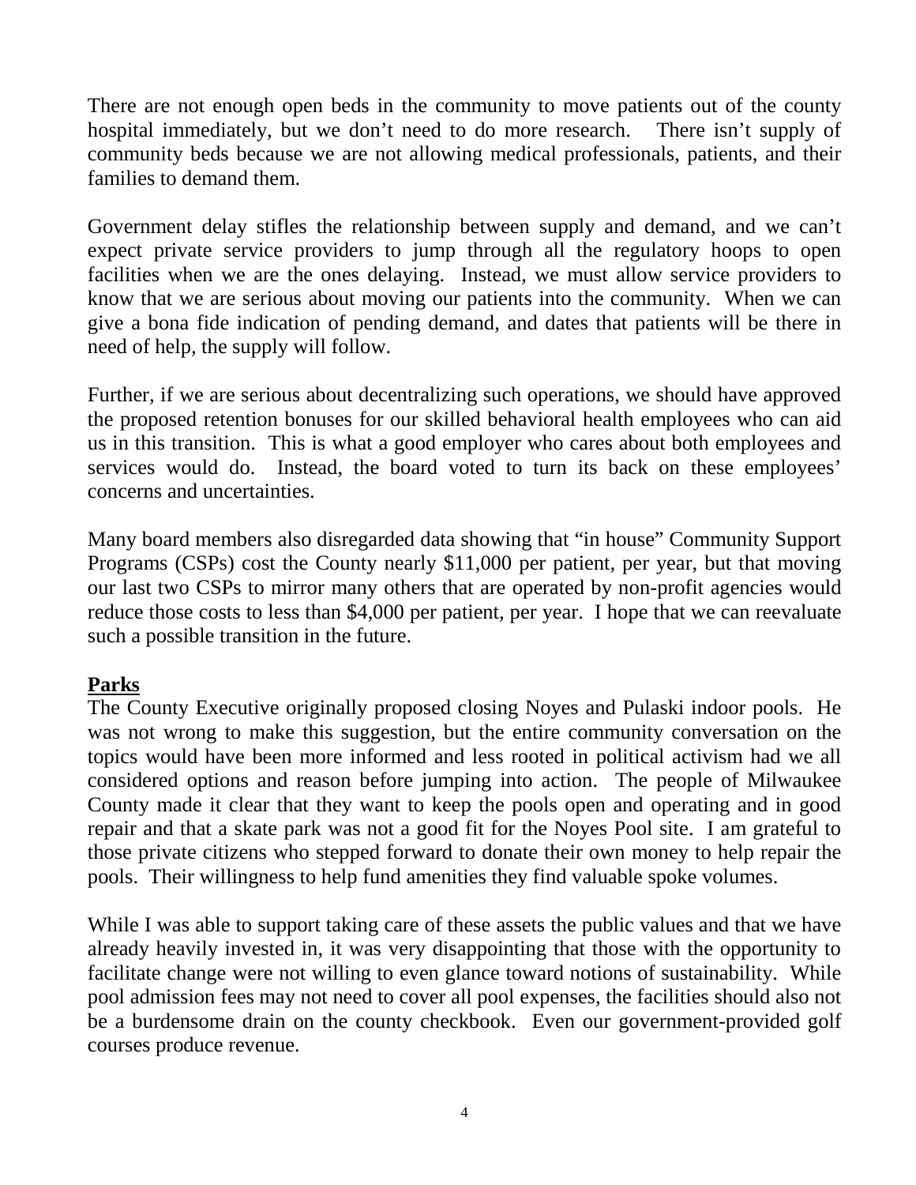There are not enough open beds in the community to move patients out of the county hospital immediately, but we don't need to do more research. There isn't supply of community beds because we are not allowing medical professionals, patients, and their families to demand them.

Government delay stifles the relationship between supply and demand, and we can't expect private service providers to jump through all the regulatory hoops to open facilities when we are the ones delaying. Instead, we must allow service providers to know that we are serious about moving our patients into the community. When we can give a bona fide indication of pending demand, and dates that patients will be there in need of help, the supply will follow.

Further, if we are serious about decentralizing such operations, we should have approved the proposed retention bonuses for our skilled behavioral health employees who can aid us in this transition. This is what a good employer who cares about both employees and services would do. Instead, the board voted to turn its back on these employees' concerns and uncertainties.

Many board members also disregarded data showing that "in house" Community Support Programs (CSPs) cost the County nearly $11,000 per patient, per year, but that moving our last two CSPs to mirror many others that are operated by non-profit agencies would reduce those costs to less than $4,000 per patient, per year. I hope that we can reevaluate such a possible transition in the future.

**Parks**

The County Executive originally proposed closing Noyes and Pulaski indoor pools. He was not wrong to make this suggestion, but the entire community conversation on the topics would have been more informed and less rooted in political activism had we all considered options and reason before jumping into action. The people of Milwaukee County made it clear that they want to keep the pools open and operating and in good repair and that a skate park was not a good fit for the Noyes Pool site. I am grateful to those private citizens who stepped forward to donate their own money to help repair the pools. Their willingness to help fund amenities they find valuable spoke volumes.

While I was able to support taking care of these assets the public values and that we have already heavily invested in, it was very disappointing that those with the opportunity to facilitate change were not willing to even glance toward notions of sustainability. While pool admission fees may not need to cover all pool expenses, the facilities should also not be a burdensome drain on the county checkbook. Even our government-provided golf courses produce revenue.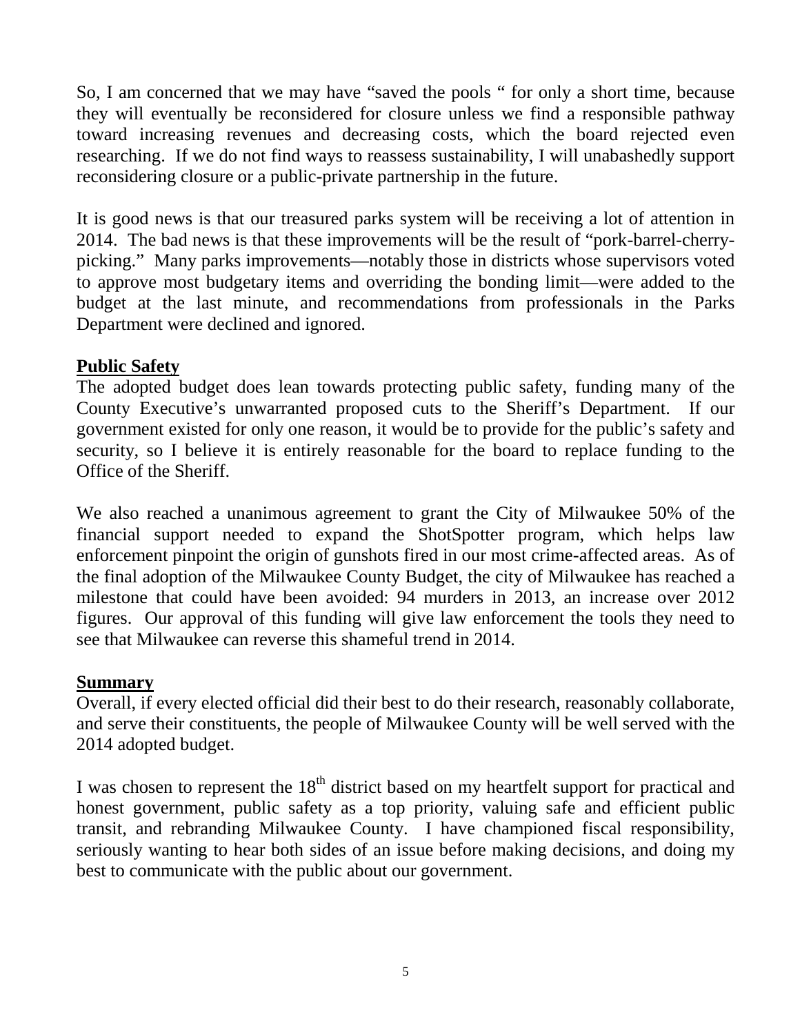So, I am concerned that we may have "saved the pools " for only a short time, because they will eventually be reconsidered for closure unless we find a responsible pathway toward increasing revenues and decreasing costs, which the board rejected even researching. If we do not find ways to reassess sustainability, I will unabashedly support reconsidering closure or a public-private partnership in the future.

It is good news is that our treasured parks system will be receiving a lot of attention in 2014. The bad news is that these improvements will be the result of "pork-barrel-cherry-picking." Many parks improvements—notably those in districts whose supervisors voted to approve most budgetary items and overriding the bonding limit—were added to the budget at the last minute, and recommendations from professionals in the Parks Department were declined and ignored.

**Public Safety**

The adopted budget does lean towards protecting public safety, funding many of the County Executive's unwarranted proposed cuts to the Sheriff's Department. If our government existed for only one reason, it would be to provide for the public's safety and security, so I believe it is entirely reasonable for the board to replace funding to the Office of the Sheriff.

We also reached a unanimous agreement to grant the City of Milwaukee 50% of the financial support needed to expand the ShotSpotter program, which helps law enforcement pinpoint the origin of gunshots fired in our most crime-affected areas. As of the final adoption of the Milwaukee County Budget, the city of Milwaukee has reached a milestone that could have been avoided: 94 murders in 2013, an increase over 2012 figures. Our approval of this funding will give law enforcement the tools they need to see that Milwaukee can reverse this shameful trend in 2014.

**Summary**

Overall, if every elected official did their best to do their research, reasonably collaborate, and serve their constituents, the people of Milwaukee County will be well served with the 2014 adopted budget.

I was chosen to represent the 18th district based on my heartfelt support for practical and honest government, public safety as a top priority, valuing safe and efficient public transit, and rebranding Milwaukee County. I have championed fiscal responsibility, seriously wanting to hear both sides of an issue before making decisions, and doing my best to communicate with the public about our government.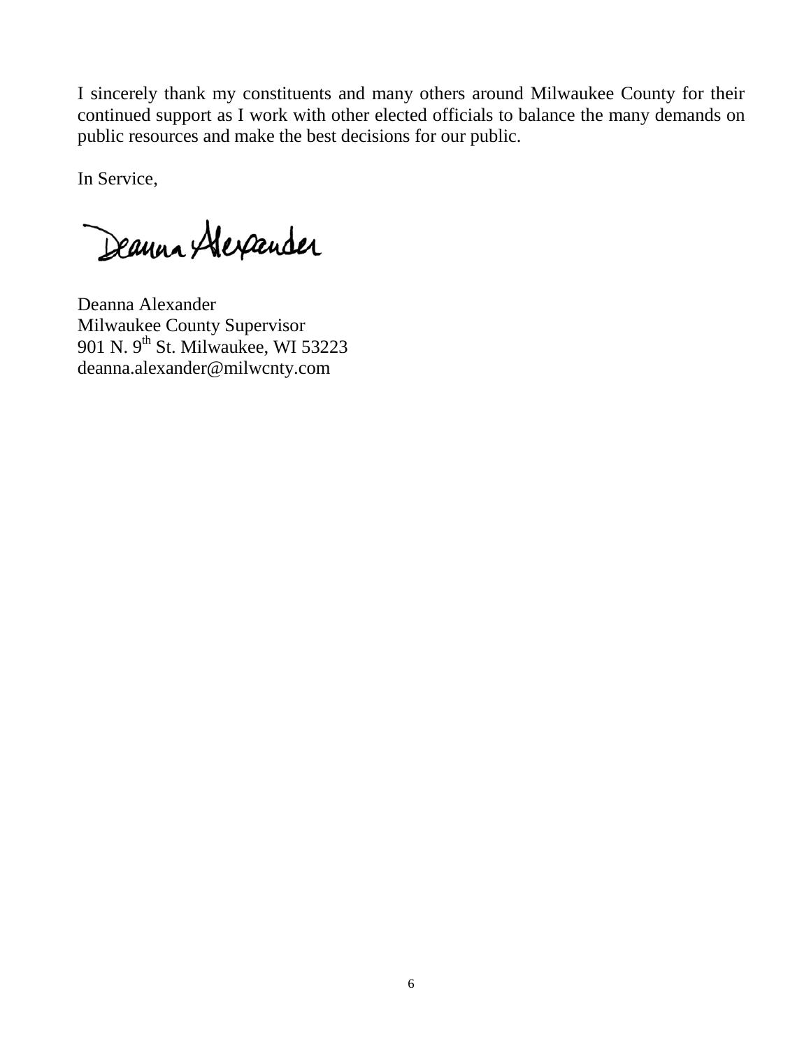I sincerely thank my constituents and many others around Milwaukee County for their continued support as I work with other elected officials to balance the many demands on public resources and make the best decisions for our public.

In Service,

Deanna Alexander

Deanna Alexander
Milwaukee County Supervisor
901 N. 9th St. Milwaukee, WI 53223
deanna.alexander@milwcnty.com